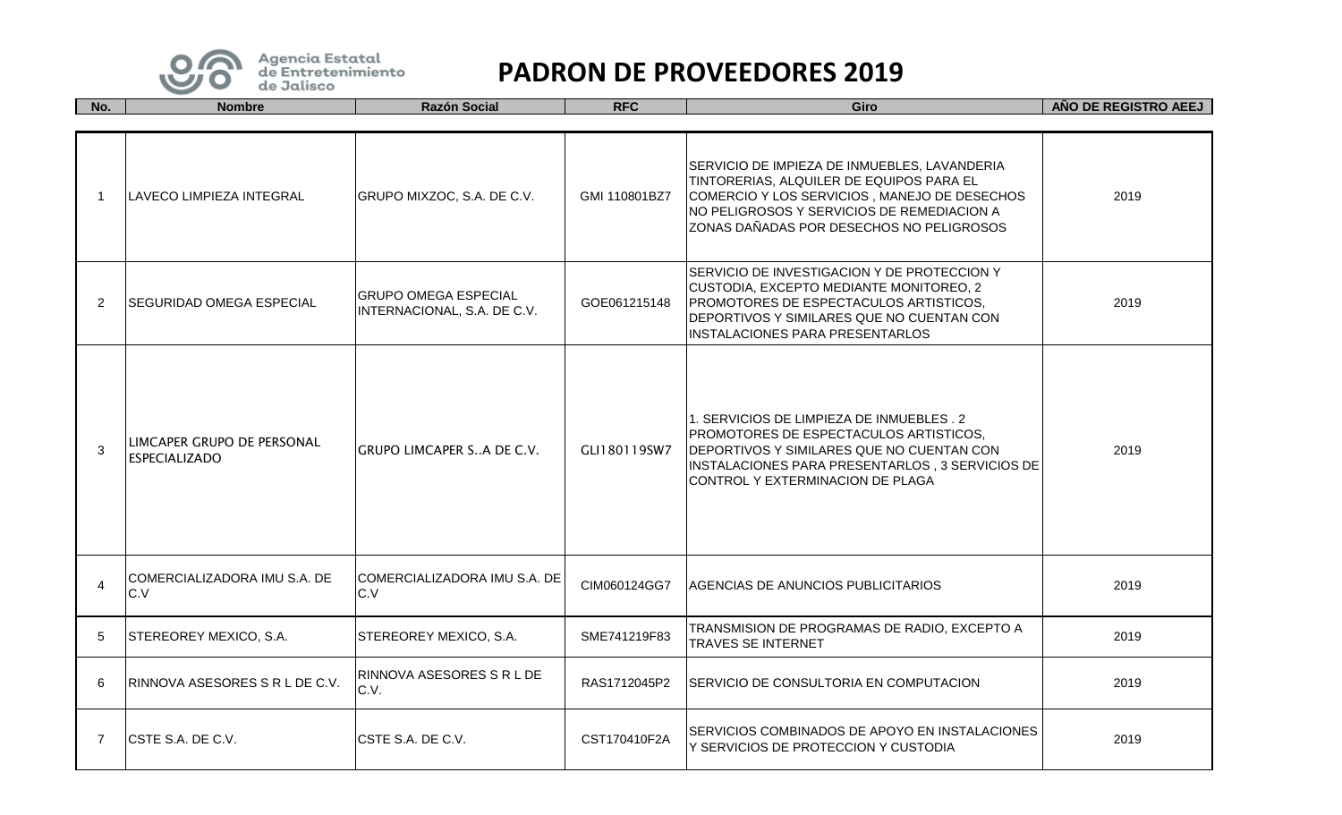Agencia Estatal de Entretenimiento de Jalisco

# PADRON DE PROVEEDORES 2019

| No. | Nombre | Razón Social | RFC | Giro | AÑO DE REGISTRO AEEJ |
|---|---|---|---|---|---|
| 1 | LAVECO LIMPIEZA INTEGRAL | GRUPO MIXZOC, S.A. DE C.V. | GMI 110801BZ7 | SERVICIO DE IMPIEZA DE INMUEBLES, LAVANDERIA TINTORERIAS, ALQUILER DE EQUIPOS PARA EL COMERCIO Y LOS SERVICIOS , MANEJO DE DESECHOS NO PELIGROSOS Y SERVICIOS DE REMEDIACION A ZONAS DAÑADAS POR DESECHOS NO PELIGROSOS | 2019 |
| 2 | SEGURIDAD OMEGA ESPECIAL | GRUPO OMEGA ESPECIAL INTERNACIONAL, S.A. DE C.V. | GOE061215148 | SERVICIO DE INVESTIGACION Y DE PROTECCION Y CUSTODIA, EXCEPTO MEDIANTE MONITOREO, 2 PROMOTORES DE ESPECTACULOS ARTISTICOS, DEPORTIVOS Y SIMILARES QUE NO CUENTAN CON INSTALACIONES PARA PRESENTARLOS | 2019 |
| 3 | LIMCAPER GRUPO DE PERSONAL ESPECIALIZADO | GRUPO LIMCAPER S..A DE C.V. | GLI180119SW7 | 1. SERVICIOS DE LIMPIEZA DE INMUEBLES . 2 PROMOTORES DE ESPECTACULOS ARTISTICOS, DEPORTIVOS Y SIMILARES QUE NO CUENTAN CON INSTALACIONES PARA PRESENTARLOS , 3 SERVICIOS DE CONTROL Y EXTERMINACION DE PLAGA | 2019 |
| 4 | COMERCIALIZADORA IMU S.A. DE C.V | COMERCIALIZADORA IMU S.A. DE C.V | CIM060124GG7 | AGENCIAS DE ANUNCIOS PUBLICITARIOS | 2019 |
| 5 | STEREOREY MEXICO, S.A. | STEREOREY MEXICO, S.A. | SME741219F83 | TRANSMISION DE PROGRAMAS DE RADIO, EXCEPTO A TRAVES SE INTERNET | 2019 |
| 6 | RINNOVA ASESORES S R L DE C.V. | RINNOVA ASESORES S R L DE C.V. | RAS1712045P2 | SERVICIO DE CONSULTORIA EN COMPUTACION | 2019 |
| 7 | CSTE S.A. DE C.V. | CSTE S.A. DE C.V. | CST170410F2A | SERVICIOS COMBINADOS DE APOYO EN INSTALACIONES Y SERVICIOS DE PROTECCION Y CUSTODIA | 2019 |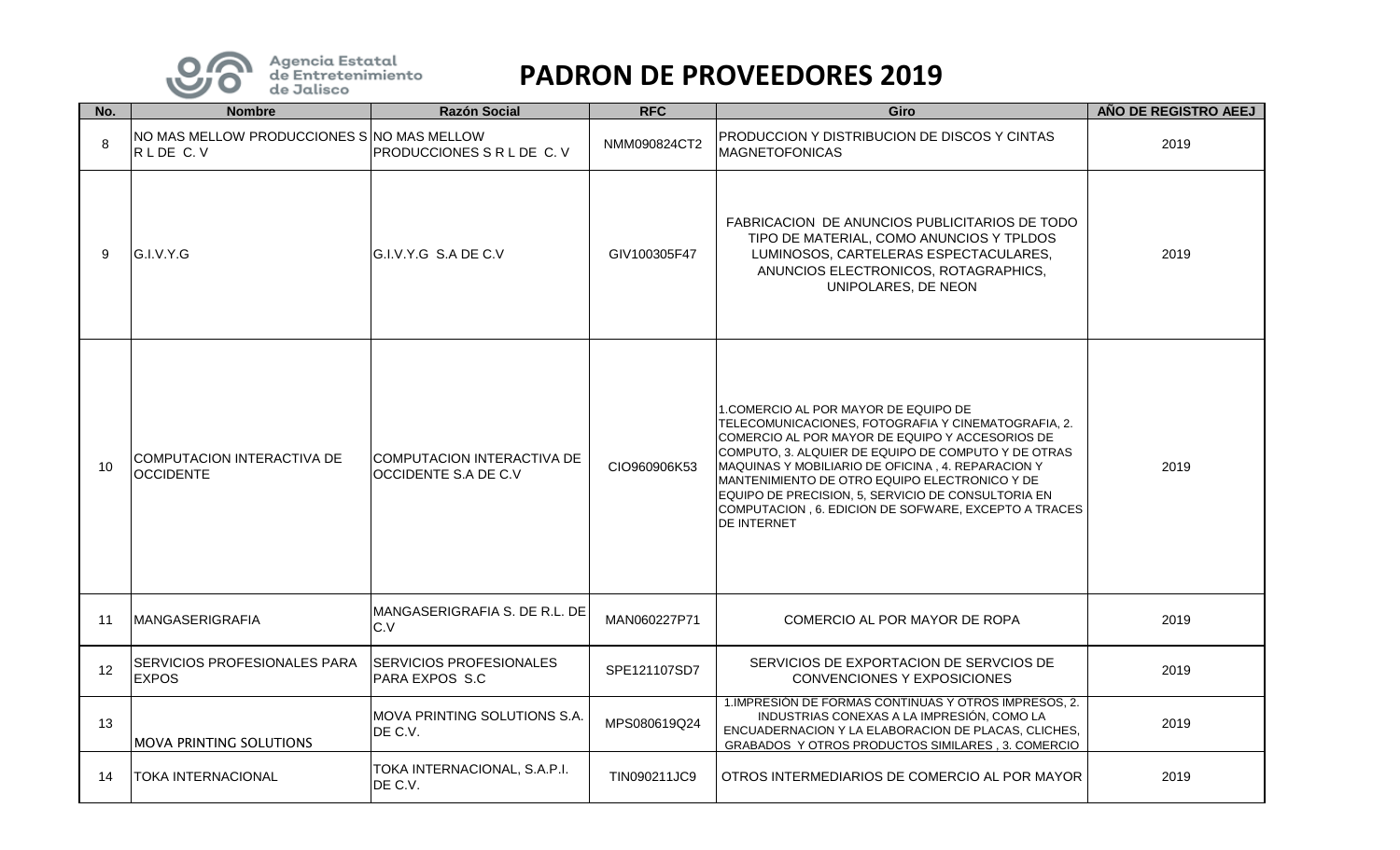Agencia Estatal de Entretenimiento de Jalisco

# PADRON DE PROVEEDORES 2019

| No. | Nombre | Razón Social | RFC | Giro | AÑO DE REGISTRO AEEJ |
|---|---|---|---|---|---|
| 8 | NO MAS MELLOW PRODUCCIONES S R L DE C. V | NO MAS MELLOW PRODUCCIONES S R L DE C. V | NMM090824CT2 | PRODUCCION Y DISTRIBUCION DE DISCOS Y CINTAS MAGNETOFONICAS | 2019 |
| 9 | G.I.V.Y.G | G.I.V.Y.G S.A DE C.V | GIV100305F47 | FABRICACION DE ANUNCIOS PUBLICITARIOS DE TODO TIPO DE MATERIAL, COMO ANUNCIOS Y TPLDOS LUMINOSOS, CARTELERAS ESPECTACULARES, ANUNCIOS ELECTRONICOS, ROTAGRAPHICS, UNIPOLARES, DE NEON | 2019 |
| 10 | COMPUTACION INTERACTIVA DE OCCIDENTE | COMPUTACION INTERACTIVA DE OCCIDENTE S.A DE C.V | CIO960906K53 | 1.COMERCIO AL POR MAYOR DE EQUIPO DE TELECOMUNICACIONES, FOTOGRAFIA Y CINEMATOGRAFIA, 2. COMERCIO AL POR MAYOR DE EQUIPO Y ACCESORIOS DE COMPUTO, 3. ALQUIER DE EQUIPO DE COMPUTO Y DE OTRAS MAQUINAS Y MOBILIARIO DE OFICINA , 4. REPARACION Y MANTENIMIENTO DE OTRO EQUIPO ELECTRONICO Y DE EQUIPO DE PRECISION, 5, SERVICIO DE CONSULTORIA EN COMPUTACION , 6. EDICION DE SOFWARE, EXCEPTO A TRACES DE INTERNET | 2019 |
| 11 | MANGASERIGRAFIA | MANGASERIGRAFIA S. DE R.L. DE C.V | MAN060227P71 | COMERCIO AL POR MAYOR DE ROPA | 2019 |
| 12 | SERVICIOS PROFESIONALES PARA EXPOS | SERVICIOS PROFESIONALES PARA EXPOS S.C | SPE121107SD7 | SERVICIOS DE EXPORTACION DE SERVCIOS DE CONVENCIONES Y EXPOSICIONES | 2019 |
| 13 | MOVA PRINTING SOLUTIONS | MOVA PRINTING SOLUTIONS S.A. DE C.V. | MPS080619Q24 | 1.IMPRESIÓN DE FORMAS CONTINUAS Y OTROS IMPRESOS, 2. INDUSTRIAS CONEXAS A LA IMPRESIÓN, COMO LA ENCUADERNACION Y LA ELABORACION DE PLACAS, CLICHES, GRABADOS Y OTROS PRODUCTOS SIMILARES , 3. COMERCIO | 2019 |
| 14 | TOKA INTERNACIONAL | TOKA INTERNACIONAL, S.A.P.I. DE C.V. | TIN090211JC9 | OTROS INTERMEDIARIOS DE COMERCIO AL POR MAYOR | 2019 |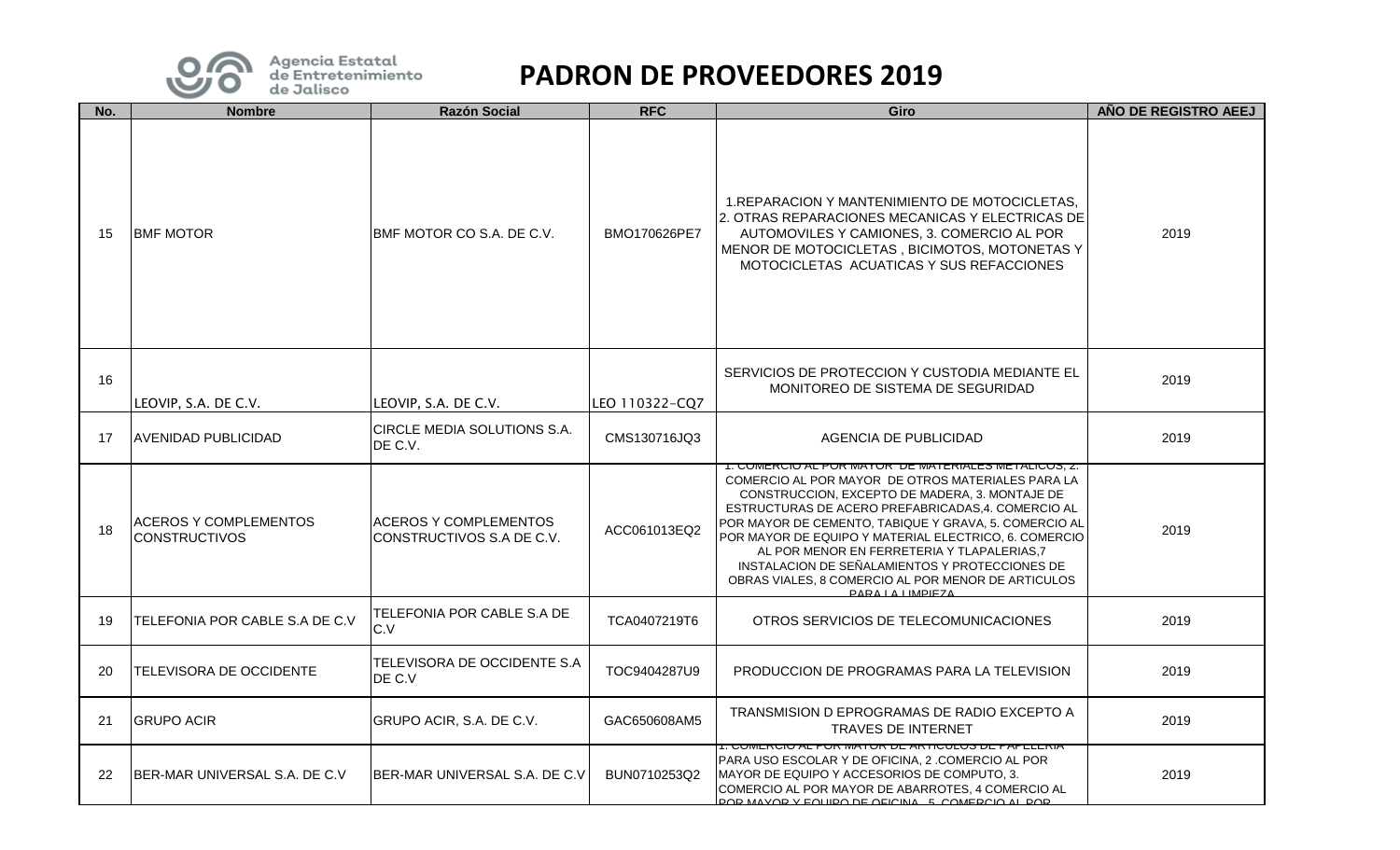# PADRON DE PROVEEDORES 2019

Agencia Estatal de Entretenimiento de Jalisco

| No. | Nombre | Razón Social | RFC | Giro | AÑO DE REGISTRO AEEJ |
|---|---|---|---|---|---|
| 15 | BMF MOTOR | BMF MOTOR CO S.A. DE C.V. | BMO170626PE7 | 1.REPARACION Y MANTENIMIENTO DE MOTOCICLETAS, 2. OTRAS REPARACIONES MECANICAS Y ELECTRICAS DE AUTOMOVILES Y CAMIONES, 3. COMERCIO AL POR MENOR DE MOTOCICLETAS , BICIMOTOS, MOTONETAS Y MOTOCICLETAS ACUATICAS Y SUS REFACCIONES | 2019 |
| 16 | LEOVIP, S.A. DE C.V. | LEOVIP, S.A. DE C.V. | LEO 110322-CQ7 | SERVICIOS DE PROTECCION Y CUSTODIA MEDIANTE EL MONITOREO DE SISTEMA DE SEGURIDAD | 2019 |
| 17 | AVENIDAD PUBLICIDAD | CIRCLE MEDIA SOLUTIONS S.A. DE C.V. | CMS130716JQ3 | AGENCIA DE PUBLICIDAD | 2019 |
| 18 | ACEROS Y COMPLEMENTOS CONSTRUCTIVOS | ACEROS Y COMPLEMENTOS CONSTRUCTIVOS S.A DE C.V. | ACC061013EQ2 | 1. COMERCIO AL POR MAYOR DE MATERIALES METALICOS, 2. COMERCIO AL POR MAYOR DE OTROS MATERIALES PARA LA CONSTRUCCION, EXCEPTO DE MADERA, 3. MONTAJE DE ESTRUCTURAS DE ACERO PREFABRICADAS,4. COMERCIO AL POR MAYOR DE CEMENTO, TABIQUE Y GRAVA, 5. COMERCIO AL POR MAYOR DE EQUIPO Y MATERIAL ELECTRICO, 6. COMERCIO AL POR MENOR EN FERRETERIA Y TLAPALERIAS,7 INSTALACION DE SEÑALAMIENTOS Y PROTECCIONES DE OBRAS VIALES, 8 COMERCIO AL POR MENOR DE ARTICULOS PARA LA LIMPIEZA | 2019 |
| 19 | TELEFONIA POR CABLE S.A DE C.V | TELEFONIA POR CABLE S.A DE C.V | TCA0407219T6 | OTROS SERVICIOS DE TELECOMUNICACIONES | 2019 |
| 20 | TELEVISORA DE OCCIDENTE | TELEVISORA DE OCCIDENTE S.A DE C.V | TOC9404287U9 | PRODUCCION DE PROGRAMAS PARA LA TELEVISION | 2019 |
| 21 | GRUPO ACIR | GRUPO ACIR, S.A. DE C.V. | GAC650608AM5 | TRANSMISION D EPROGRAMAS DE RADIO EXCEPTO A TRAVES DE INTERNET | 2019 |
| 22 | BER-MAR UNIVERSAL S.A. DE C.V | BER-MAR UNIVERSAL S.A. DE C.V | BUN0710253Q2 | 1. COMERCIO AL POR MAYOR DE ARTICULOS DE PAPELERIA PARA USO ESCOLAR Y DE OFICINA, 2 .COMERCIO AL POR MAYOR DE EQUIPO Y ACCESORIOS DE COMPUTO, 3. COMERCIO AL POR MAYOR DE ABARROTES, 4 COMERCIO AL POR MAYOR Y EQUIPO DE OFICINA, 5. COMERCIO AL POR | 2019 |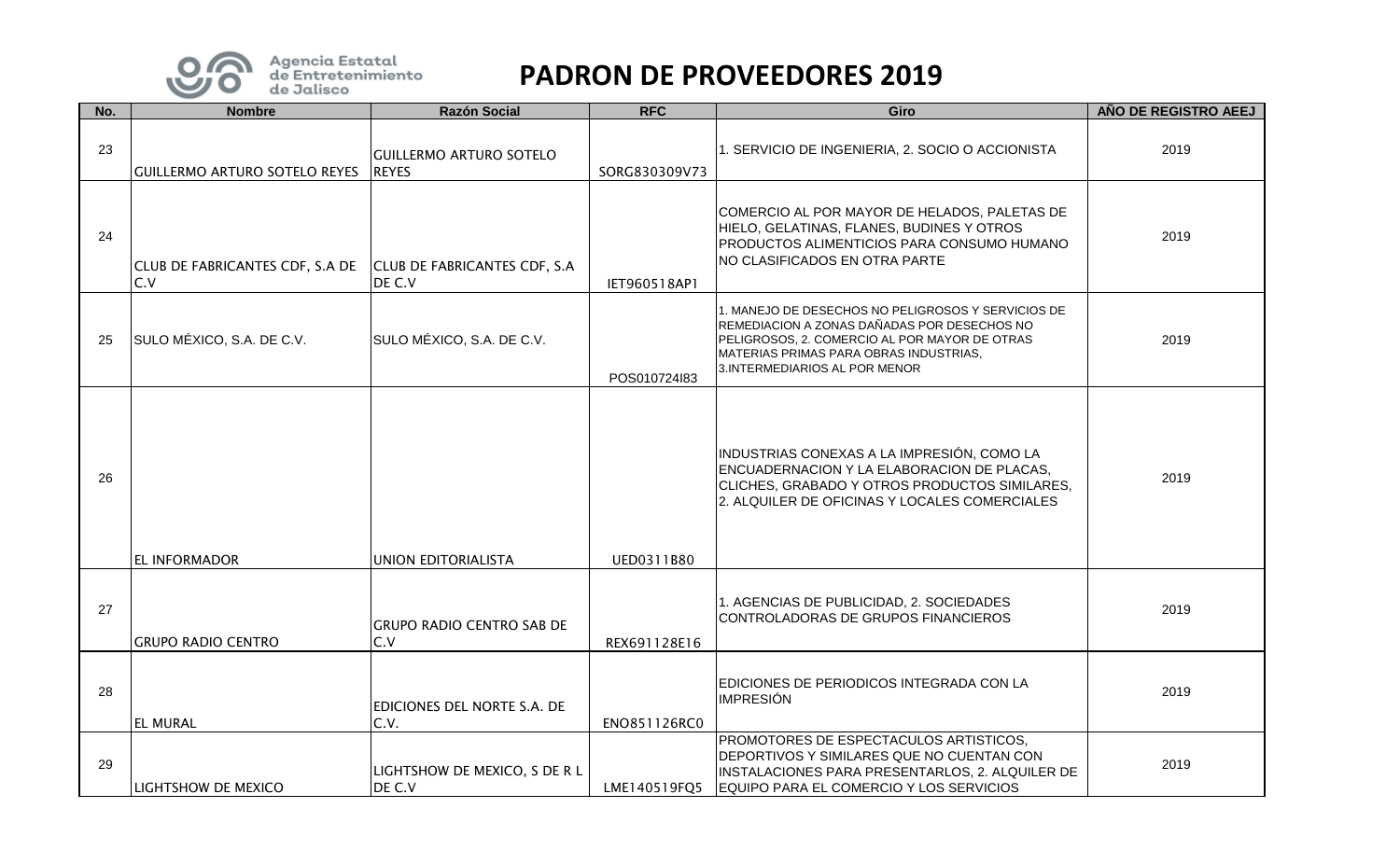Agencia Estatal de Entretenimiento de Jalisco

# PADRON DE PROVEEDORES 2019

| No. | Nombre | Razón Social | RFC | Giro | AÑO DE REGISTRO AEEJ |
|---|---|---|---|---|---|
| 23 | GUILLERMO ARTURO SOTELO REYES | GUILLERMO ARTURO SOTELO REYES | SORG830309V73 | 1. SERVICIO DE INGENIERIA, 2. SOCIO O ACCIONISTA | 2019 |
| 24 | CLUB DE FABRICANTES CDF, S.A DE C.V | CLUB DE FABRICANTES CDF, S.A DE C.V | IET960518AP1 | COMERCIO AL POR MAYOR DE HELADOS, PALETAS DE HIELO, GELATINAS, FLANES, BUDINES Y OTROS PRODUCTOS ALIMENTICIOS PARA CONSUMO HUMANO NO CLASIFICADOS EN OTRA PARTE | 2019 |
| 25 | SULO MÉXICO, S.A. DE C.V. | SULO MÉXICO, S.A. DE C.V. | POS010724I83 | 1. MANEJO DE DESECHOS NO PELIGROSOS Y SERVICIOS DE REMEDIACION A ZONAS DAÑADAS POR DESECHOS NO PELIGROSOS, 2. COMERCIO AL POR MAYOR DE OTRAS MATERIAS PRIMAS PARA OBRAS INDUSTRIAS, 3.INTERMEDIARIOS AL POR MENOR | 2019 |
| 26 | EL INFORMADOR | UNION EDITORIALISTA | UED0311B80 | INDUSTRIAS CONEXAS A LA IMPRESIÓN, COMO LA ENCUADERNACION Y LA ELABORACION DE PLACAS, CLICHES, GRABADO Y OTROS PRODUCTOS SIMILARES, 2. ALQUILER DE OFICINAS Y LOCALES COMERCIALES | 2019 |
| 27 | GRUPO RADIO CENTRO | GRUPO RADIO CENTRO SAB DE C.V | REX691128E16 | 1. AGENCIAS DE PUBLICIDAD, 2. SOCIEDADES CONTROLADORAS DE GRUPOS FINANCIEROS | 2019 |
| 28 | EL MURAL | EDICIONES DEL NORTE S.A. DE C.V. | ENO851126RC0 | EDICIONES DE PERIODICOS INTEGRADA CON LA IMPRESIÓN | 2019 |
| 29 | LIGHTSHOW DE MEXICO | LIGHTSHOW DE MEXICO, S DE R L DE C.V | LME140519FQ5 | PROMOTORES DE ESPECTACULOS ARTISTICOS, DEPORTIVOS Y SIMILARES QUE NO CUENTAN CON INSTALACIONES PARA PRESENTARLOS, 2. ALQUILER DE EQUIPO PARA EL COMERCIO Y LOS SERVICIOS | 2019 |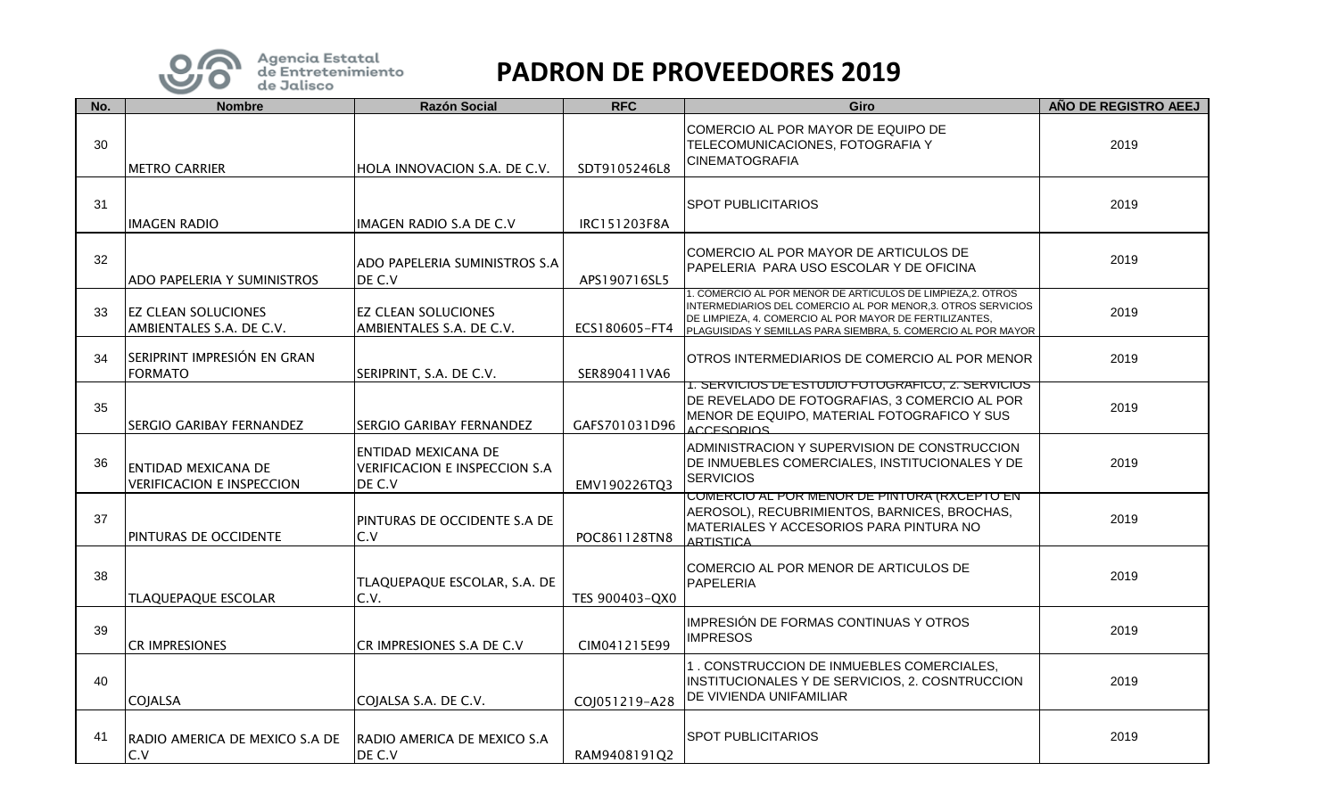Agencia Estatal de Entretenimiento de Jalisco

# PADRON DE PROVEEDORES 2019

| No. | Nombre | Razón Social | RFC | Giro | AÑO DE REGISTRO AEEJ |
|---|---|---|---|---|---|
| 30 | METRO CARRIER | HOLA INNOVACION S.A. DE C.V. | SDT9105246L8 | COMERCIO AL POR MAYOR DE EQUIPO DE TELECOMUNICACIONES, FOTOGRAFIA Y CINEMATOGRAFIA | 2019 |
| 31 | IMAGEN RADIO | IMAGEN RADIO S.A DE C.V | IRC151203F8A | SPOT PUBLICITARIOS | 2019 |
| 32 | ADO PAPELERIA Y SUMINISTROS | ADO PAPELERIA SUMINISTROS S.A DE C.V | APS190716SL5 | COMERCIO AL POR MAYOR DE ARTICULOS DE PAPELERIA PARA USO ESCOLAR Y DE OFICINA | 2019 |
| 33 | EZ CLEAN SOLUCIONES AMBIENTALES S.A. DE C.V. | EZ CLEAN SOLUCIONES AMBIENTALES S.A. DE C.V. | ECS180605-FT4 | 1. COMERCIO AL POR MENOR DE ARTICULOS DE LIMPIEZA,2. OTROS INTERMEDIARIOS DEL COMERCIO AL POR MENOR,3. OTROS SERVICIOS DE LIMPIEZA, 4. COMERCIO AL POR MAYOR DE FERTILIZANTES, PLAGUISIDAS Y SEMILLAS PARA SIEMBRA, 5. COMERCIO AL POR MAYOR | 2019 |
| 34 | SERIPRINT IMPRESIÓN EN GRAN FORMATO | SERIPRINT, S.A. DE C.V. | SER890411VA6 | OTROS INTERMEDIARIOS DE COMERCIO AL POR MENOR | 2019 |
| 35 | SERGIO GARIBAY FERNANDEZ | SERGIO GARIBAY FERNANDEZ | GAFS701031D96 | 1. SERVICIOS DE ESTUDIO FOTOGRAFICO, 2. SERVICIOS DE REVELADO DE FOTOGRAFIAS, 3 COMERCIO AL POR MENOR DE EQUIPO, MATERIAL FOTOGRAFICO Y SUS ACCESORIOS | 2019 |
| 36 | ENTIDAD MEXICANA DE VERIFICACION E INSPECCION | ENTIDAD MEXICANA DE VERIFICACION E INSPECCION S.A DE C.V | EMV190226TQ3 | ADMINISTRACION Y SUPERVISION DE CONSTRUCCION DE INMUEBLES COMERCIALES, INSTITUCIONALES Y DE SERVICIOS | 2019 |
| 37 | PINTURAS DE OCCIDENTE | PINTURAS DE OCCIDENTE S.A DE C.V | POC861128TN8 | COMERCIO AL POR MENOR DE PINTURA (RXCEPTO EN AEROSOL), RECUBRIMIENTOS, BARNICES, BROCHAS, MATERIALES Y ACCESORIOS PARA PINTURA NO ARTISTICA | 2019 |
| 38 | TLAQUEPAQUE ESCOLAR | TLAQUEPAQUE ESCOLAR, S.A. DE C.V. | TES 900403-QX0 | COMERCIO AL POR MENOR DE ARTICULOS DE PAPELERIA | 2019 |
| 39 | CR IMPRESIONES | CR IMPRESIONES S.A DE C.V | CIM041215E99 | IMPRESIÓN DE FORMAS CONTINUAS Y OTROS IMPRESOS | 2019 |
| 40 | COJALSA | COJALSA S.A. DE C.V. | COJ051219-A28 | 1 . CONSTRUCCION DE INMUEBLES COMERCIALES, INSTITUCIONALES Y DE SERVICIOS, 2. COSNTRUCCION DE VIVIENDA UNIFAMILIAR | 2019 |
| 41 | RADIO AMERICA DE MEXICO S.A DE C.V | RADIO AMERICA DE MEXICO S.A DE C.V | RAM9408191Q2 | SPOT PUBLICITARIOS | 2019 |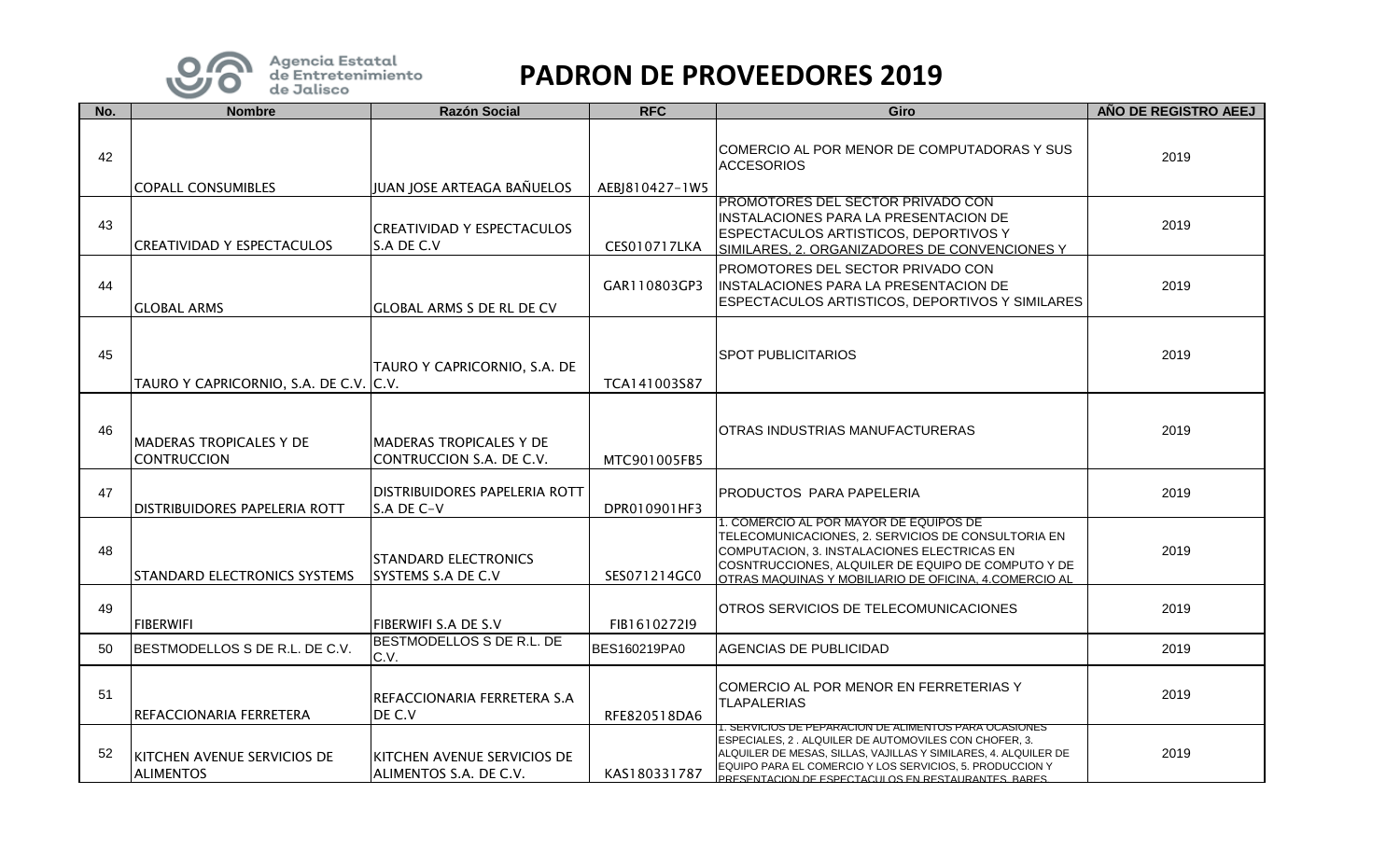Agencia Estatal de Entretenimiento de Jalisco

# PADRON DE PROVEEDORES 2019

| No. | Nombre | Razón Social | RFC | Giro | AÑO DE REGISTRO AEEJ |
|---|---|---|---|---|---|
| 42 | COPALL CONSUMIBLES | JUAN JOSE ARTEAGA BAÑUELOS | AEBJ810427-1W5 | COMERCIO AL POR MENOR DE COMPUTADORAS Y SUS ACCESORIOS | 2019 |
| 43 | CREATIVIDAD Y ESPECTACULOS | CREATIVIDAD Y ESPECTACULOS S.A DE C.V | CES010717LKA | PROMOTORES DEL SECTOR PRIVADO CON INSTALACIONES PARA LA PRESENTACION DE ESPECTACULOS ARTISTICOS, DEPORTIVOS Y SIMILARES, 2. ORGANIZADORES DE CONVENCIONES Y | 2019 |
| 44 | GLOBAL ARMS | GLOBAL ARMS S DE RL DE CV | GAR110803GP3 | PROMOTORES DEL SECTOR PRIVADO CON INSTALACIONES PARA LA PRESENTACION DE ESPECTACULOS ARTISTICOS, DEPORTIVOS Y SIMILARES | 2019 |
| 45 | TAURO Y CAPRICORNIO, S.A. DE C.V. | TAURO Y CAPRICORNIO, S.A. DE C.V. | TCA141003S87 | SPOT PUBLICITARIOS | 2019 |
| 46 | MADERAS TROPICALES Y DE CONTRUCCION | MADERAS TROPICALES Y DE CONTRUCCION S.A. DE C.V. | MTC901005FB5 | OTRAS INDUSTRIAS MANUFACTURERAS | 2019 |
| 47 | DISTRIBUIDORES PAPELERIA ROTT | DISTRIBUIDORES PAPELERIA ROTT S.A DE C-V | DPR010901HF3 | PRODUCTOS PARA PAPELERIA | 2019 |
| 48 | STANDARD ELECTRONICS SYSTEMS | STANDARD ELECTRONICS SYSTEMS S.A DE C.V | SES071214GC0 | 1. COMERCIO AL POR MAYOR DE EQUIPOS DE TELECOMUNICACIONES, 2. SERVICIOS DE CONSULTORIA EN COMPUTACION, 3. INSTALACIONES ELECTRICAS EN COSNTRUCCIONES, ALQUILER DE EQUIPO DE COMPUTO Y DE OTRAS MAQUINAS Y MOBILIARIO DE OFICINA, 4.COMERCIO AL | 2019 |
| 49 | FIBERWIFI | FIBERWIFI S.A DE S.V | FIB161027219 | OTROS SERVICIOS DE TELECOMUNICACIONES | 2019 |
| 50 | BESTMODELLOS S DE R.L. DE C.V. | BESTMODELLOS S DE R.L. DE C.V. | BES160219PA0 | AGENCIAS DE PUBLICIDAD | 2019 |
| 51 | REFACCIONARIA FERRETERA | REFACCIONARIA FERRETERA S.A DE C.V | RFE820518DA6 | COMERCIO AL POR MENOR EN FERRETERIAS Y TLAPALERIAS | 2019 |
| 52 | KITCHEN AVENUE SERVICIOS DE ALIMENTOS | KITCHEN AVENUE SERVICIOS DE ALIMENTOS S.A. DE C.V. | KAS180331787 | 1. SERVICIOS DE PEPARACION DE ALIMENTOS PARA OCASIONES ESPECIALES, 2 . ALQUILER DE AUTOMOVILES CON CHOFER, 3. ALQUILER DE MESAS, SILLAS, VAJILLAS Y SIMILARES, 4. ALQUILER DE EQUIPO PARA EL COMERCIO Y LOS SERVICIOS, 5. PRODUCCION Y PRESENTACION DE ESPECTACULOS EN RESTAURANTES, BARES | 2019 |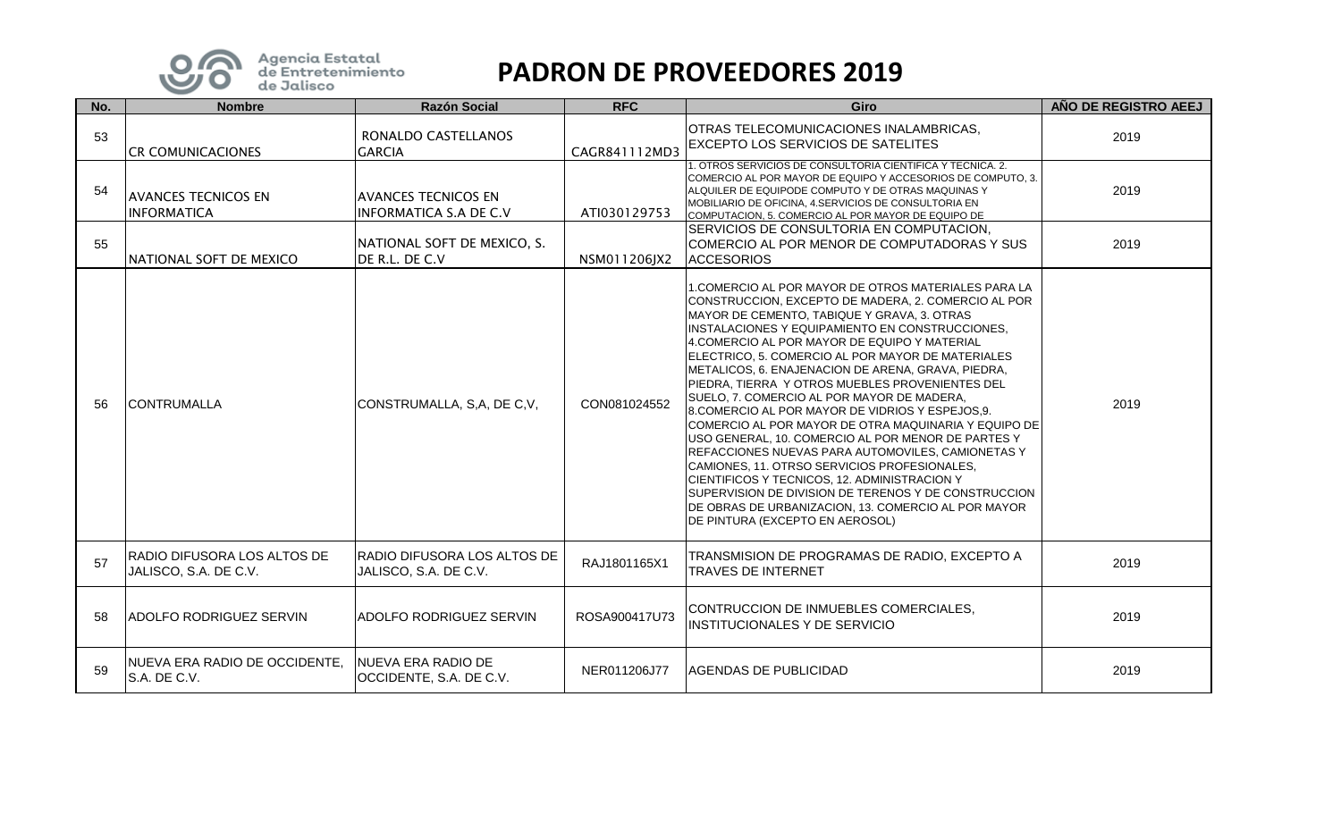Agencia Estatal de Entretenimiento de Jalisco

# PADRON DE PROVEEDORES 2019

| No. | Nombre | Razón Social | RFC | Giro | AÑO DE REGISTRO AEEJ |
|---|---|---|---|---|---|
| 53 | CR COMUNICACIONES | RONALDO CASTELLANOS GARCIA | CAGR841112MD3 | OTRAS TELECOMUNICACIONES INALAMBRICAS, EXCEPTO LOS SERVICIOS DE SATELITES | 2019 |
| 54 | AVANCES TECNICOS EN INFORMATICA | AVANCES TECNICOS EN INFORMATICA S.A DE C.V | ATI030129753 | 1. OTROS SERVICIOS DE CONSULTORIA CIENTIFICA Y TECNICA. 2. COMERCIO AL POR MAYOR DE EQUIPO Y ACCESORIOS DE COMPUTO, 3. ALQUILER DE EQUIPODE COMPUTO Y DE OTRAS MAQUINAS Y MOBILIARIO DE OFICINA, 4.SERVICIOS DE CONSULTORIA EN COMPUTACION, 5. COMERCIO AL POR MAYOR DE EQUIPO DE | 2019 |
| 55 | NATIONAL SOFT DE MEXICO | NATIONAL SOFT DE MEXICO, S. DE R.L. DE C.V | NSM011206JX2 | SERVICIOS DE CONSULTORIA EN COMPUTACION, COMERCIO AL POR MENOR DE COMPUTADORAS Y SUS ACCESORIOS | 2019 |
| 56 | CONTRUMALLA | CONSTRUMALLA, S,A, DE C,V, | CON081024552 | 1.COMERCIO AL POR MAYOR DE OTROS MATERIALES PARA LA CONSTRUCCION, EXCEPTO DE MADERA, 2. COMERCIO AL POR MAYOR DE CEMENTO, TABIQUE Y GRAVA, 3. OTRAS INSTALACIONES Y EQUIPAMIENTO EN CONSTRUCCIONES, 4.COMERCIO AL POR MAYOR DE EQUIPO Y MATERIAL ELECTRICO, 5. COMERCIO AL POR MAYOR DE MATERIALES METALICOS, 6. ENAJENACION DE ARENA, GRAVA, PIEDRA, PIEDRA, TIERRA Y OTROS MUEBLES PROVENIENTES DEL SUELO, 7. COMERCIO AL POR MAYOR DE MADERA, 8.COMERCIO AL POR MAYOR DE VIDRIOS Y ESPEJOS,9. COMERCIO AL POR MAYOR DE OTRA MAQUINARIA Y EQUIPO DE USO GENERAL, 10. COMERCIO AL POR MENOR DE PARTES Y REFACCIONES NUEVAS PARA AUTOMOVILES, CAMIONETAS Y CAMIONES, 11. OTRSO SERVICIOS PROFESIONALES, CIENTIFICOS Y TECNICOS, 12. ADMINISTRACION Y SUPERVISION DE DIVISION DE TERENOS Y DE CONSTRUCCION DE OBRAS DE URBANIZACION, 13. COMERCIO AL POR MAYOR DE PINTURA (EXCEPTO EN AEROSOL) | 2019 |
| 57 | RADIO DIFUSORA LOS ALTOS DE JALISCO, S.A. DE C.V. | RADIO DIFUSORA LOS ALTOS DE JALISCO, S.A. DE C.V. | RAJ1801165X1 | TRANSMISION DE PROGRAMAS DE RADIO, EXCEPTO A TRAVES DE INTERNET | 2019 |
| 58 | ADOLFO RODRIGUEZ SERVIN | ADOLFO RODRIGUEZ SERVIN | ROSA900417U73 | CONTRUCCION DE INMUEBLES COMERCIALES, INSTITUCIONALES Y DE SERVICIO | 2019 |
| 59 | NUEVA ERA RADIO DE OCCIDENTE, S.A. DE C.V. | NUEVA ERA RADIO DE OCCIDENTE, S.A. DE C.V. | NER011206J77 | AGENDAS DE PUBLICIDAD | 2019 |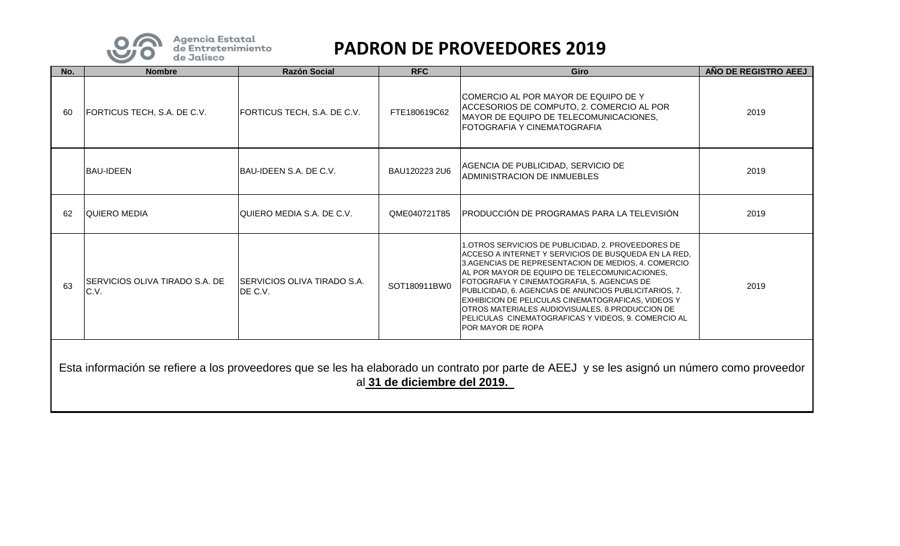Agencia Estatal de Entretenimiento de Jalisco

# PADRON DE PROVEEDORES 2019

| No. | Nombre | Razón Social | RFC | Giro | AÑO DE REGISTRO AEEJ |
|---|---|---|---|---|---|
| 60 | FORTICUS TECH, S.A. DE C.V. | FORTICUS TECH, S.A. DE C.V. | FTE180619C62 | COMERCIO AL POR MAYOR DE EQUIPO DE Y ACCESORIOS DE COMPUTO, 2. COMERCIO AL POR MAYOR DE EQUIPO DE TELECOMUNICACIONES, FOTOGRAFIA Y CINEMATOGRAFIA | 2019 |
| | BAU-IDEEN | BAU-IDEEN S.A. DE C.V. | BAU120223 2U6 | AGENCIA DE PUBLICIDAD, SERVICIO DE ADMINISTRACION DE INMUEBLES | 2019 |
| 62 | QUIERO MEDIA | QUIERO MEDIA S.A. DE C.V. | QME040721T85 | PRODUCCIÓN DE PROGRAMAS PARA LA TELEVISIÓN | 2019 |
| 63 | SERVICIOS OLIVA TIRADO S.A. DE C.V. | SERVICIOS OLIVA TIRADO S.A. DE C.V. | SOT180911BW0 | 1.OTROS SERVICIOS DE PUBLICIDAD, 2. PROVEEDORES DE ACCESO A INTERNET Y SERVICIOS DE BUSQUEDA EN LA RED, 3.AGENCIAS DE REPRESENTACION DE MEDIOS, 4. COMERCIO AL POR MAYOR DE EQUIPO DE TELECOMUNICACIONES, FOTOGRAFIA Y CINEMATOGRAFIA, 5. AGENCIAS DE PUBLICIDAD, 6. AGENCIAS DE ANUNCIOS PUBLICITARIOS, 7. EXHIBICION DE PELICULAS CINEMATOGRAFICAS, VIDEOS Y OTROS MATERIALES AUDIOVISUALES, 8.PRODUCCION DE PELICULAS CINEMATOGRAFICAS Y VIDEOS, 9. COMERCIO AL POR MAYOR DE ROPA | 2019 |

Esta información se refiere a los proveedores que se les ha elaborado un contrato por parte de AEEJ y se les asignó un número como proveedor al **31 de diciembre del 2019.**